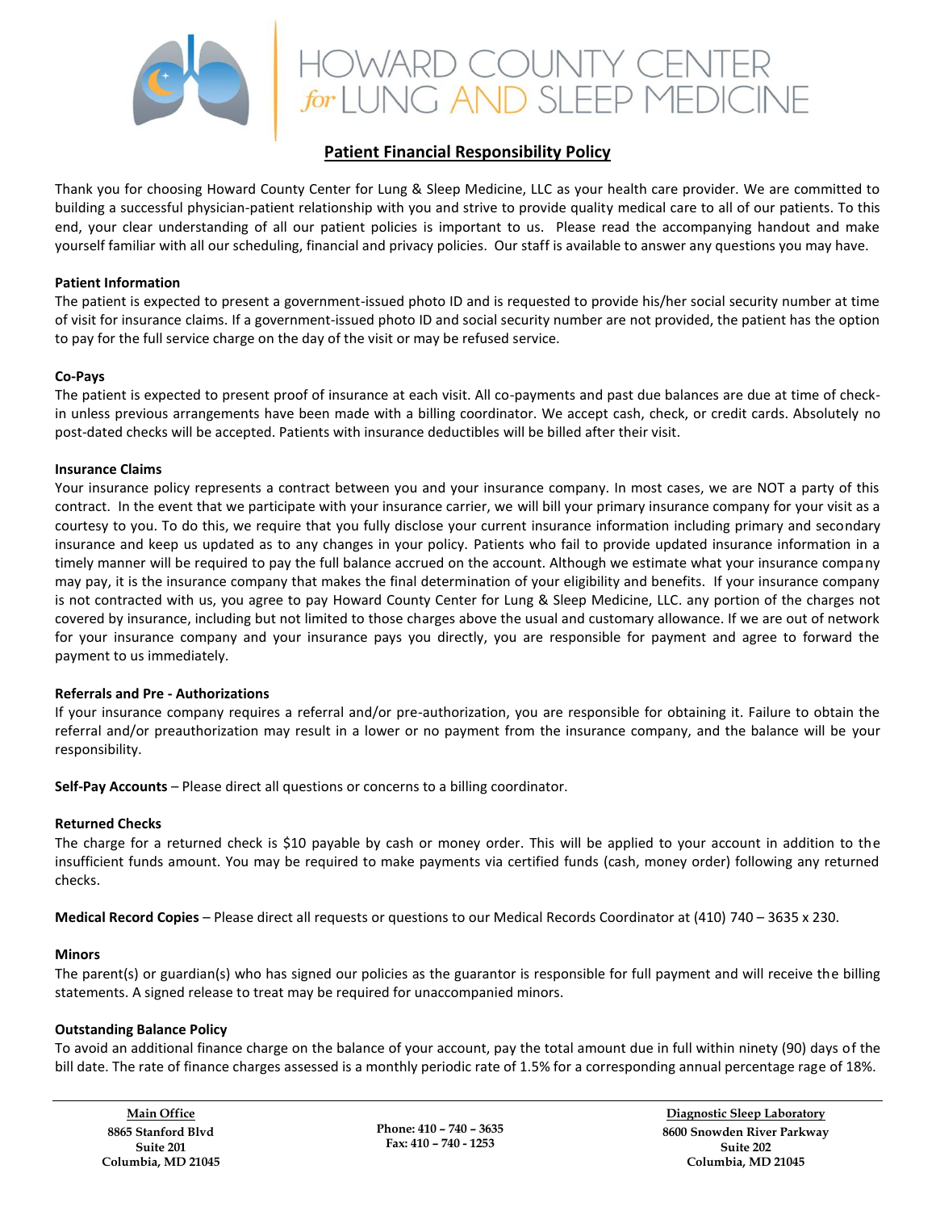# HOWARD COUNTY CENTER *for* LUNG AND SLEEP MEDICINE

## Patient Financial Responsibility Policy

Thank you for choosing Howard County Center for Lung & Sleep Medicine, LLC as your health care provider. We are committed to building a successful physician-patient relationship with you and strive to provide quality medical care to all of our patients. To this end, your clear understanding of all our patient policies is important to us. Please read the accompanying handout and make yourself familiar with all our scheduling, financial and privacy policies. Our staff is available to answer any questions you may have.

**Patient Information**

The patient is expected to present a government-issued photo ID and is requested to provide his/her social security number at time of visit for insurance claims. If a government-issued photo ID and social security number are not provided, the patient has the option to pay for the full service charge on the day of the visit or may be refused service.

**Co-Pays**

The patient is expected to present proof of insurance at each visit. All co-payments and past due balances are due at time of check-in unless previous arrangements have been made with a billing coordinator. We accept cash, check, or credit cards. Absolutely no post-dated checks will be accepted. Patients with insurance deductibles will be billed after their visit.

**Insurance Claims**

Your insurance policy represents a contract between you and your insurance company. In most cases, we are NOT a party of this contract. In the event that we participate with your insurance carrier, we will bill your primary insurance company for your visit as a courtesy to you. To do this, we require that you fully disclose your current insurance information including primary and secondary insurance and keep us updated as to any changes in your policy. Patients who fail to provide updated insurance information in a timely manner will be required to pay the full balance accrued on the account. Although we estimate what your insurance company may pay, it is the insurance company that makes the final determination of your eligibility and benefits. If your insurance company is not contracted with us, you agree to pay Howard County Center for Lung & Sleep Medicine, LLC. any portion of the charges not covered by insurance, including but not limited to those charges above the usual and customary allowance. If we are out of network for your insurance company and your insurance pays you directly, you are responsible for payment and agree to forward the payment to us immediately.

**Referrals and Pre - Authorizations**

If your insurance company requires a referral and/or pre-authorization, you are responsible for obtaining it. Failure to obtain the referral and/or preauthorization may result in a lower or no payment from the insurance company, and the balance will be your responsibility.

**Self-Pay Accounts** – Please direct all questions or concerns to a billing coordinator.

**Returned Checks**

The charge for a returned check is $10 payable by cash or money order. This will be applied to your account in addition to the insufficient funds amount. You may be required to make payments via certified funds (cash, money order) following any returned checks.

**Medical Record Copies** – Please direct all requests or questions to our Medical Records Coordinator at (410) 740 – 3635 x 230.

**Minors**

The parent(s) or guardian(s) who has signed our policies as the guarantor is responsible for full payment and will receive the billing statements. A signed release to treat may be required for unaccompanied minors.

**Outstanding Balance Policy**

To avoid an additional finance charge on the balance of your account, pay the total amount due in full within ninety (90) days of the bill date. The rate of finance charges assessed is a monthly periodic rate of 1.5% for a corresponding annual percentage rage of 18%.

---

**Main Office**
8865 Stanford Blvd
Suite 201
Columbia, MD 21045

Phone: 410 – 740 – 3635
Fax: 410 – 740 - 1253

**Diagnostic Sleep Laboratory**
8600 Snowden River Parkway
Suite 202
Columbia, MD 21045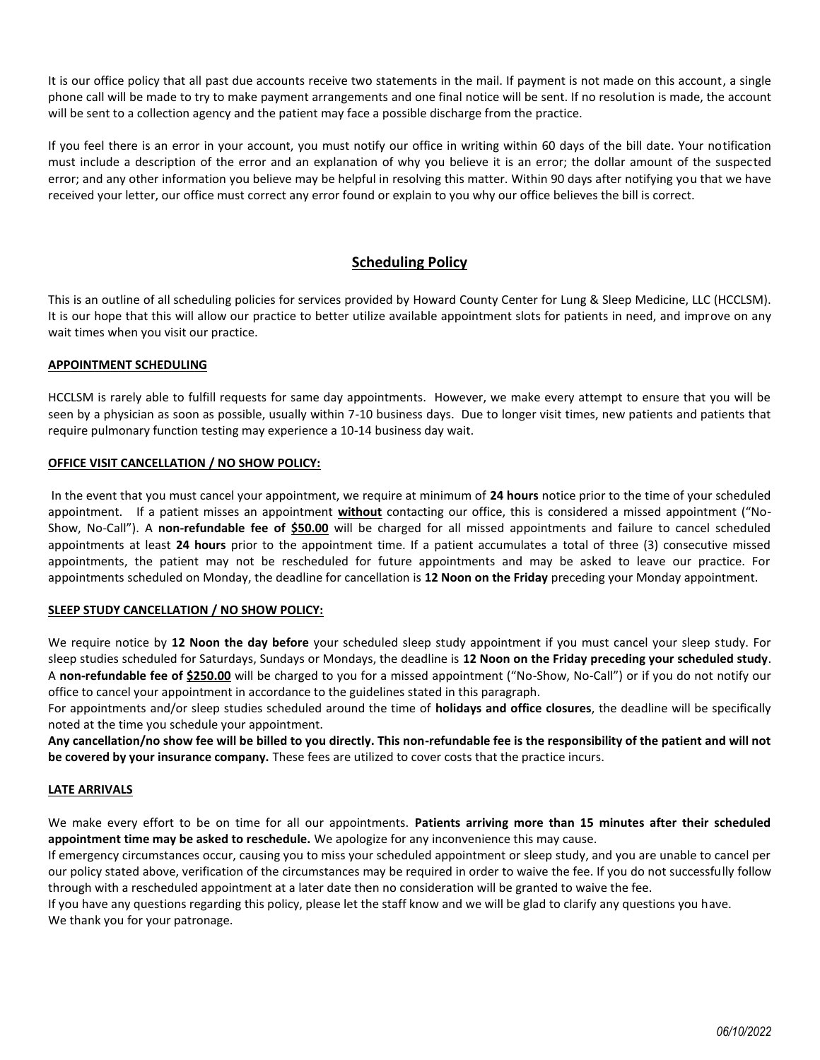It is our office policy that all past due accounts receive two statements in the mail. If payment is not made on this account, a single phone call will be made to try to make payment arrangements and one final notice will be sent. If no resolution is made, the account will be sent to a collection agency and the patient may face a possible discharge from the practice.

If you feel there is an error in your account, you must notify our office in writing within 60 days of the bill date. Your notification must include a description of the error and an explanation of why you believe it is an error; the dollar amount of the suspected error; and any other information you believe may be helpful in resolving this matter. Within 90 days after notifying you that we have received your letter, our office must correct any error found or explain to you why our office believes the bill is correct.

## Scheduling Policy

This is an outline of all scheduling policies for services provided by Howard County Center for Lung & Sleep Medicine, LLC (HCCLSM). It is our hope that this will allow our practice to better utilize available appointment slots for patients in need, and improve on any wait times when you visit our practice.

### APPOINTMENT SCHEDULING

HCCLSM is rarely able to fulfill requests for same day appointments. However, we make every attempt to ensure that you will be seen by a physician as soon as possible, usually within 7-10 business days. Due to longer visit times, new patients and patients that require pulmonary function testing may experience a 10-14 business day wait.

### OFFICE VISIT CANCELLATION / NO SHOW POLICY:

In the event that you must cancel your appointment, we require at minimum of **24 hours** notice prior to the time of your scheduled appointment. If a patient misses an appointment ***without*** contacting our office, this is considered a missed appointment ("No-Show, No-Call"). A **non-refundable fee of $50.00** will be charged for all missed appointments and failure to cancel scheduled appointments at least **24 hours** prior to the appointment time. If a patient accumulates a total of three (3) consecutive missed appointments, the patient may not be rescheduled for future appointments and may be asked to leave our practice. For appointments scheduled on Monday, the deadline for cancellation is **12 Noon on the Friday** preceding your Monday appointment.

### SLEEP STUDY CANCELLATION / NO SHOW POLICY:

We require notice by **12 Noon the day before** your scheduled sleep study appointment if you must cancel your sleep study. For sleep studies scheduled for Saturdays, Sundays or Mondays, the deadline is **12 Noon on the Friday preceding your scheduled study**. A **non-refundable fee of $250.00** will be charged to you for a missed appointment ("No-Show, No-Call") or if you do not notify our office to cancel your appointment in accordance to the guidelines stated in this paragraph.

For appointments and/or sleep studies scheduled around the time of **holidays and office closures**, the deadline will be specifically noted at the time you schedule your appointment.

**Any cancellation/no show fee will be billed to you directly. This non-refundable fee is the responsibility of the patient and will not be covered by your insurance company.** These fees are utilized to cover costs that the practice incurs.

### LATE ARRIVALS

We make every effort to be on time for all our appointments. **Patients arriving more than 15 minutes after their scheduled appointment time may be asked to reschedule.** We apologize for any inconvenience this may cause.

If emergency circumstances occur, causing you to miss your scheduled appointment or sleep study, and you are unable to cancel per our policy stated above, verification of the circumstances may be required in order to waive the fee. If you do not successfully follow through with a rescheduled appointment at a later date then no consideration will be granted to waive the fee.

If you have any questions regarding this policy, please let the staff know and we will be glad to clarify any questions you have.

We thank you for your patronage.

*06/10/2022*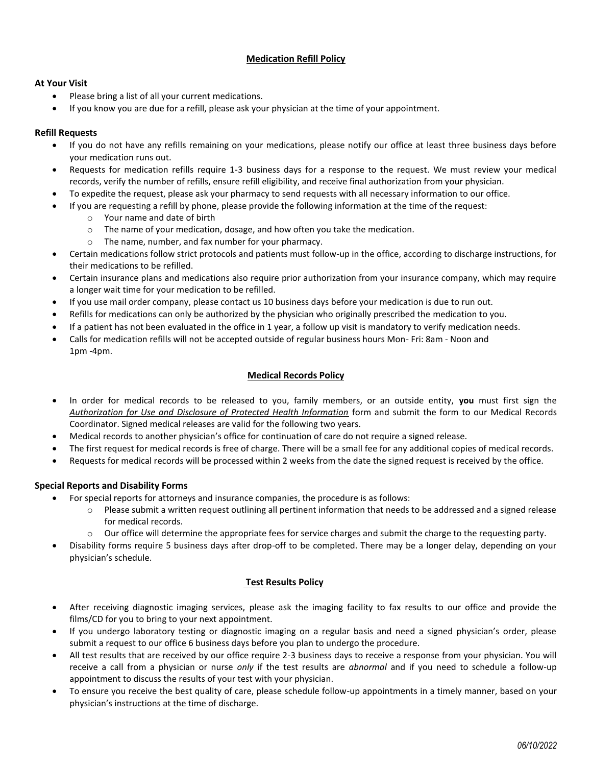## Medication Refill Policy

### At Your Visit

- Please bring a list of all your current medications.
- If you know you are due for a refill, please ask your physician at the time of your appointment.

### Refill Requests

- If you do not have any refills remaining on your medications, please notify our office at least three business days before your medication runs out.
- Requests for medication refills require 1-3 business days for a response to the request. We must review your medical records, verify the number of refills, ensure refill eligibility, and receive final authorization from your physician.
- To expedite the request, please ask your pharmacy to send requests with all necessary information to our office.
- If you are requesting a refill by phone, please provide the following information at the time of the request:
  - Your name and date of birth
  - The name of your medication, dosage, and how often you take the medication.
  - The name, number, and fax number for your pharmacy.
- Certain medications follow strict protocols and patients must follow-up in the office, according to discharge instructions, for their medications to be refilled.
- Certain insurance plans and medications also require prior authorization from your insurance company, which may require a longer wait time for your medication to be refilled.
- If you use mail order company, please contact us 10 business days before your medication is due to run out.
- Refills for medications can only be authorized by the physician who originally prescribed the medication to you.
- If a patient has not been evaluated in the office in 1 year, a follow up visit is mandatory to verify medication needs.
- Calls for medication refills will not be accepted outside of regular business hours Mon- Fri: 8am - Noon and 1pm -4pm.

## Medical Records Policy

- In order for medical records to be released to you, family members, or an outside entity, **you** must first sign the <u>*Authorization for Use and Disclosure of Protected Health Information*</u> form and submit the form to our Medical Records Coordinator. Signed medical releases are valid for the following two years.
- Medical records to another physician's office for continuation of care do not require a signed release.
- The first request for medical records is free of charge. There will be a small fee for any additional copies of medical records.
- Requests for medical records will be processed within 2 weeks from the date the signed request is received by the office.

### Special Reports and Disability Forms

- For special reports for attorneys and insurance companies, the procedure is as follows:
  - Please submit a written request outlining all pertinent information that needs to be addressed and a signed release for medical records.
  - Our office will determine the appropriate fees for service charges and submit the charge to the requesting party.
- Disability forms require 5 business days after drop-off to be completed. There may be a longer delay, depending on your physician's schedule.

## Test Results Policy

- After receiving diagnostic imaging services, please ask the imaging facility to fax results to our office and provide the films/CD for you to bring to your next appointment.
- If you undergo laboratory testing or diagnostic imaging on a regular basis and need a signed physician's order, please submit a request to our office 6 business days before you plan to undergo the procedure.
- All test results that are received by our office require 2-3 business days to receive a response from your physician. You will receive a call from a physician or nurse *only* if the test results are *abnormal* and if you need to schedule a follow-up appointment to discuss the results of your test with your physician.
- To ensure you receive the best quality of care, please schedule follow-up appointments in a timely manner, based on your physician's instructions at the time of discharge.

*06/10/2022*